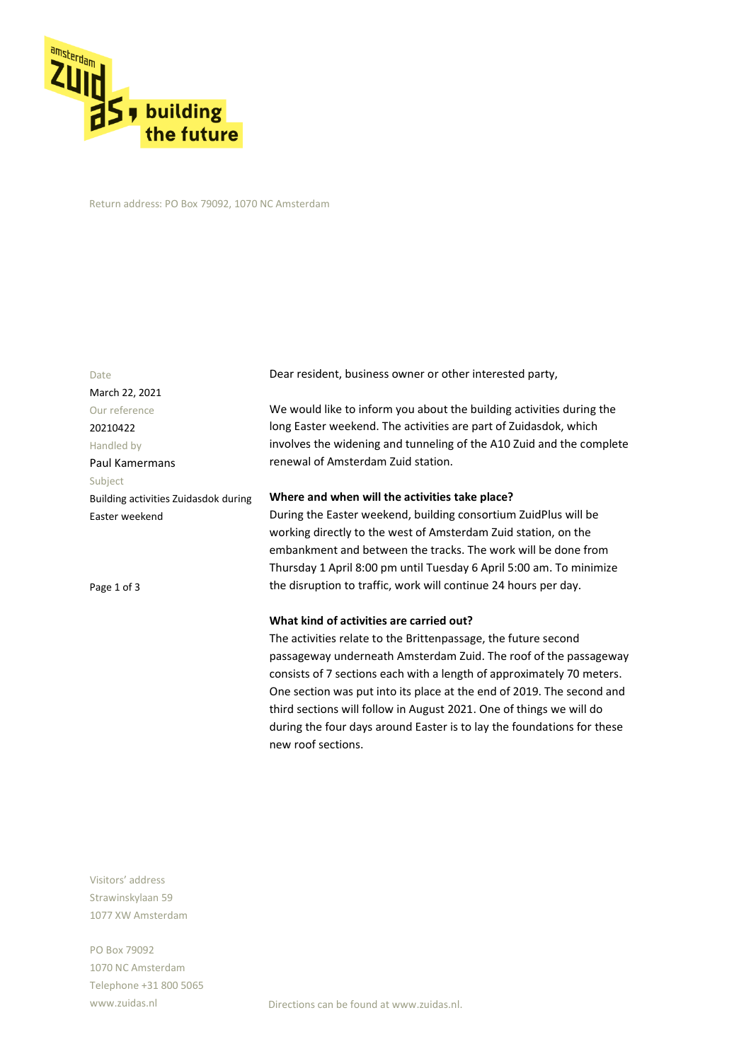Return address: PO Box 79092, 1070 NC Amsterdam

Date
March 22, 2021
Our reference
20210422
Handled by
Paul Kamermans
Subject
Building activities Zuidasdok during Easter weekend

Dear resident, business owner or other interested party,

We would like to inform you about the building activities during the long Easter weekend. The activities are part of Zuidasdok, which involves the widening and tunneling of the A10 Zuid and the complete renewal of Amsterdam Zuid station.

**Where and when will the activities take place?**

During the Easter weekend, building consortium ZuidPlus will be working directly to the west of Amsterdam Zuid station, on the embankment and between the tracks. The work will be done from Thursday 1 April 8:00 pm until Tuesday 6 April 5:00 am. To minimize the disruption to traffic, work will continue 24 hours per day.

**What kind of activities are carried out?**

The activities relate to the Brittenpassage, the future second passageway underneath Amsterdam Zuid. The roof of the passageway consists of 7 sections each with a length of approximately 70 meters. One section was put into its place at the end of 2019. The second and third sections will follow in August 2021. One of things we will do during the four days around Easter is to lay the foundations for these new roof sections.

Visitors' address
Strawinskylaan 59
1077 XW Amsterdam

PO Box 79092
1070 NC Amsterdam
Telephone +31 800 5065
www.zuidas.nl

Directions can be found at www.zuidas.nl.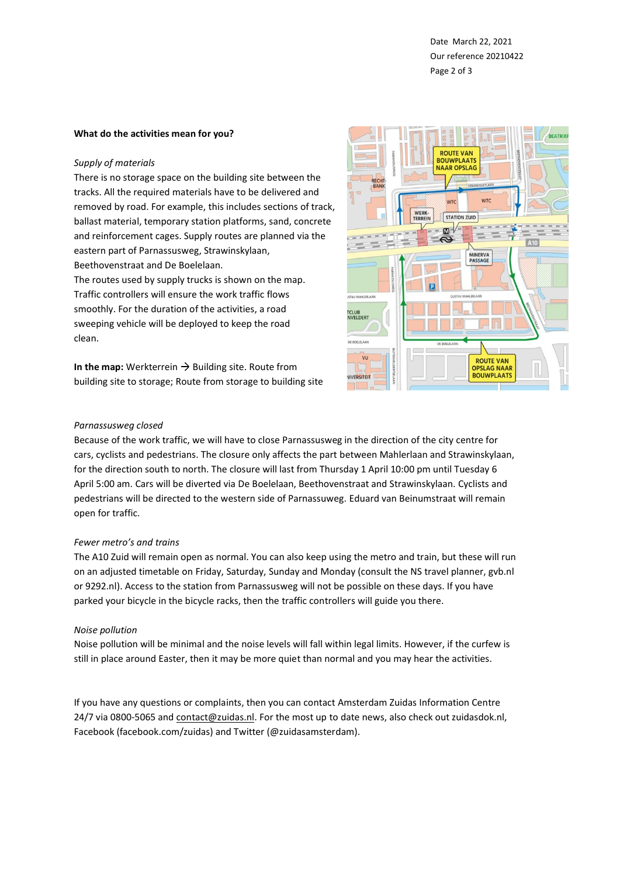Date March 22, 2021
Our reference 20210422

**What do the activities mean for you?**

*Supply of materials*

There is no storage space on the building site between the tracks. All the required materials have to be delivered and removed by road. For example, this includes sections of track, ballast material, temporary station platforms, sand, concrete and reinforcement cages. Supply routes are planned via the eastern part of Parnassusweg, Strawinskylaan, Beethovenstraat and De Boelelaan.

The routes used by supply trucks is shown on the map. Traffic controllers will ensure the work traffic flows smoothly. For the duration of the activities, a road sweeping vehicle will be deployed to keep the road clean.

**In the map:** Werkterrein → Building site. Route from building site to storage; Route from storage to building site

ROUTE VAN BOUWPLAATS NAAR OPSLAG

ROUTE VAN OPSLAG NAAR BOUWPLAATS

WERK-TERREIN

STATION ZUID

MINERVA PASSAGE

WTC

RECHT-BANK

A10

STRAWINSKYLAAN

GUSTAV MAHLERLAAN

DE BOELELAAN

BEETHOVENSTRAAT

PARNASSUSWEG

BUITENVELDERTSELAAN

VU

*Parnassusweg closed*

Because of the work traffic, we will have to close Parnassusweg in the direction of the city centre for cars, cyclists and pedestrians. The closure only affects the part between Mahlerlaan and Strawinskylaan, for the direction south to north. The closure will last from Thursday 1 April 10:00 pm until Tuesday 6 April 5:00 am. Cars will be diverted via De Boelelaan, Beethovenstraat and Strawinskylaan. Cyclists and pedestrians will be directed to the western side of Parnassuweg. Eduard van Beinumstraat will remain open for traffic.

*Fewer metro's and trains*

The A10 Zuid will remain open as normal. You can also keep using the metro and train, but these will run on an adjusted timetable on Friday, Saturday, Sunday and Monday (consult the NS travel planner, gvb.nl or 9292.nl). Access to the station from Parnassusweg will not be possible on these days. If you have parked your bicycle in the bicycle racks, then the traffic controllers will guide you there.

*Noise pollution*

Noise pollution will be minimal and the noise levels will fall within legal limits. However, if the curfew is still in place around Easter, then it may be more quiet than normal and you may hear the activities.

If you have any questions or complaints, then you can contact Amsterdam Zuidas Information Centre 24/7 via 0800-5065 and contact@zuidas.nl. For the most up to date news, also check out zuidasdok.nl, Facebook (facebook.com/zuidas) and Twitter (@zuidasamsterdam).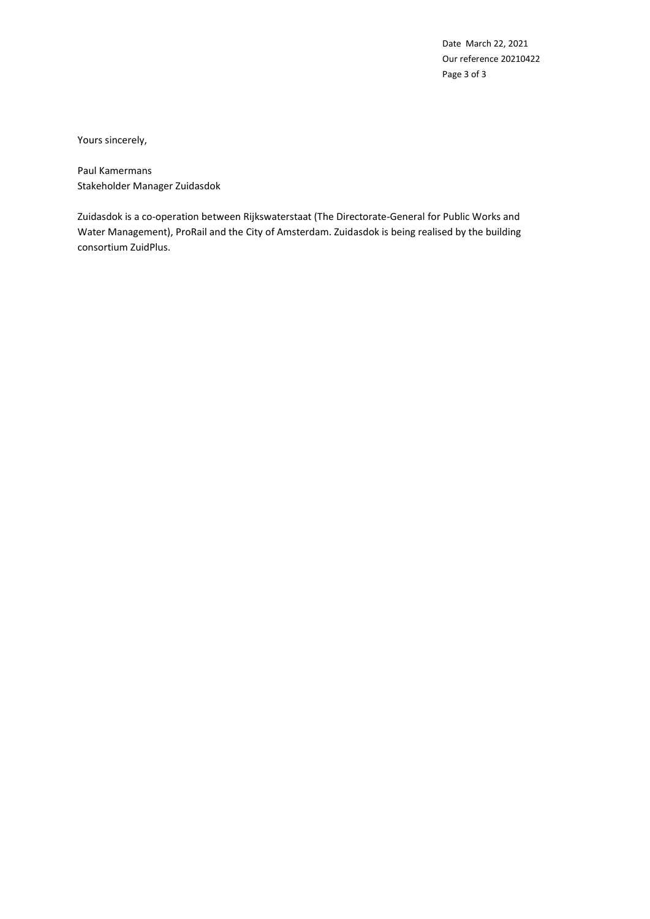Yours sincerely,

Paul Kamermans
Stakeholder Manager Zuidasdok

Zuidasdok is a co-operation between Rijkswaterstaat (The Directorate-General for Public Works and Water Management), ProRail and the City of Amsterdam. Zuidasdok is being realised by the building consortium ZuidPlus.